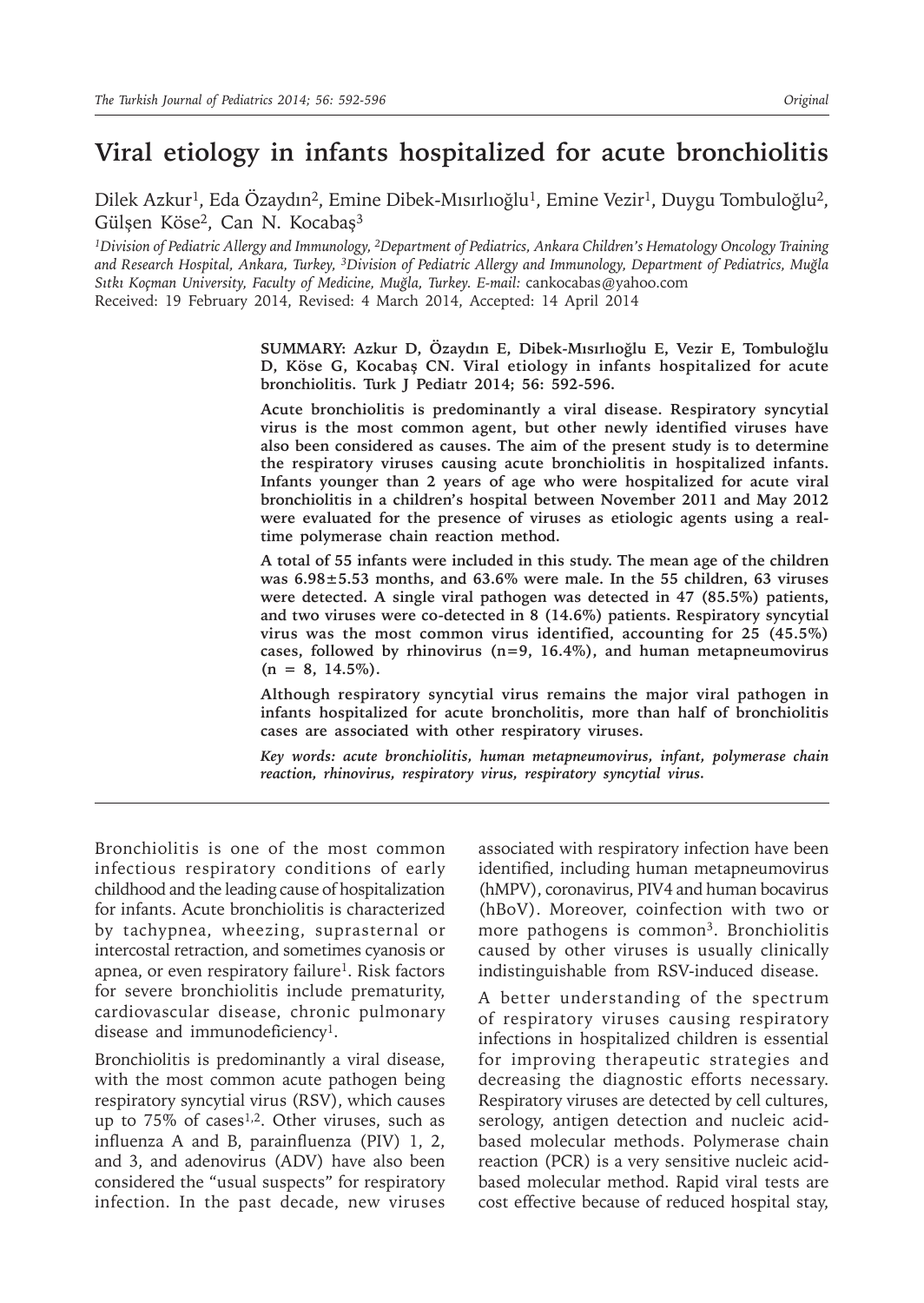# Viral etiology in infants hospitalized for acute bronchiolitis

Dilek Azkur[1], Eda Özaydın[2], Emine Dibek-Mısırlıoğlu[1], Emine Vezir[1], Duygu Tombuloğlu[2], Gülşen Köse[2], Can N. Kocabaş[3]

*[1]Division of Pediatric Allergy and Immunology, [2]Department of Pediatrics, Ankara Children's Hematology Oncology Training and Research Hospital, Ankara, Turkey, [3]Division of Pediatric Allergy and Immunology, Department of Pediatrics, Muğla Sıtkı Koçman University, Faculty of Medicine, Muğla, Turkey. E-mail:* cankocabas@yahoo.com

Received: 19 February 2014, Revised: 4 March 2014, Accepted: 14 April 2014

**SUMMARY: Azkur D, Özaydın E, Dibek-Mısırlıoğlu E, Vezir E, Tombuloğlu D, Köse G, Kocabaş CN. Viral etiology in infants hospitalized for acute bronchiolitis. Turk J Pediatr 2014; 56: 592-596.**

**Acute bronchiolitis is predominantly a viral disease. Respiratory syncytial virus is the most common agent, but other newly identified viruses have also been considered as causes. The aim of the present study is to determine the respiratory viruses causing acute bronchiolitis in hospitalized infants. Infants younger than 2 years of age who were hospitalized for acute viral bronchiolitis in a children's hospital between November 2011 and May 2012 were evaluated for the presence of viruses as etiologic agents using a real-time polymerase chain reaction method.**

**A total of 55 infants were included in this study. The mean age of the children was 6.98±5.53 months, and 63.6% were male. In the 55 children, 63 viruses were detected. A single viral pathogen was detected in 47 (85.5%) patients, and two viruses were co-detected in 8 (14.6%) patients. Respiratory syncytial virus was the most common virus identified, accounting for 25 (45.5%) cases, followed by rhinovirus (n=9, 16.4%), and human metapneumovirus (n = 8, 14.5%).**

**Although respiratory syncytial virus remains the major viral pathogen in infants hospitalized for acute bronchiolitis, more than half of bronchiolitis cases are associated with other respiratory viruses.**

***Key words:** acute bronchiolitis, human metapneumovirus, infant, polymerase chain reaction, rhinovirus, respiratory virus, respiratory syncytial virus.*

Bronchiolitis is one of the most common infectious respiratory conditions of early childhood and the leading cause of hospitalization for infants. Acute bronchiolitis is characterized by tachypnea, wheezing, suprasternal or intercostal retraction, and sometimes cyanosis or apnea, or even respiratory failure[1]. Risk factors for severe bronchiolitis include prematurity, cardiovascular disease, chronic pulmonary disease and immunodeficiency[1].

Bronchiolitis is predominantly a viral disease, with the most common acute pathogen being respiratory syncytial virus (RSV), which causes up to 75% of cases[1,2]. Other viruses, such as influenza A and B, parainfluenza (PIV) 1, 2, and 3, and adenovirus (ADV) have also been considered the "usual suspects" for respiratory infection. In the past decade, new viruses associated with respiratory infection have been identified, including human metapneumovirus (hMPV), coronavirus, PIV4 and human bocavirus (hBoV). Moreover, coinfection with two or more pathogens is common[3]. Bronchiolitis caused by other viruses is usually clinically indistinguishable from RSV-induced disease.

A better understanding of the spectrum of respiratory viruses causing respiratory infections in hospitalized children is essential for improving therapeutic strategies and decreasing the diagnostic efforts necessary. Respiratory viruses are detected by cell cultures, serology, antigen detection and nucleic acid-based molecular methods. Polymerase chain reaction (PCR) is a very sensitive nucleic acid-based molecular method. Rapid viral tests are cost effective because of reduced hospital stay,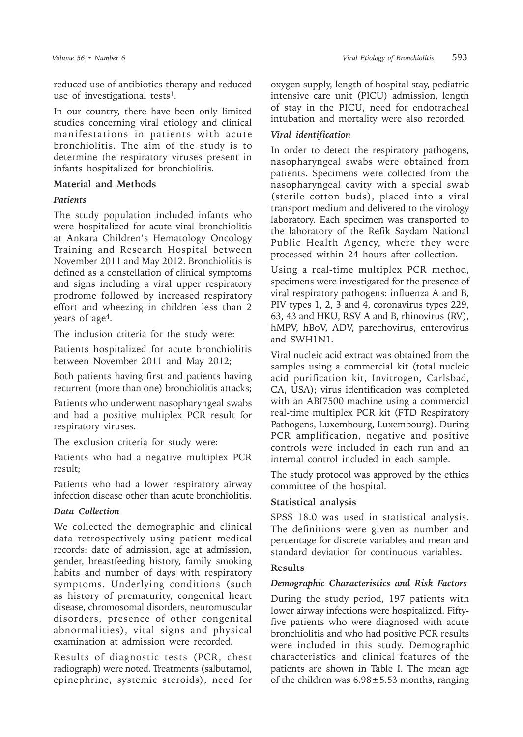reduced use of antibiotics therapy and reduced use of investigational tests[1].

In our country, there have been only limited studies concerning viral etiology and clinical manifestations in patients with acute bronchiolitis. The aim of the study is to determine the respiratory viruses present in infants hospitalized for bronchiolitis.

## Material and Methods

### *Patients*

The study population included infants who were hospitalized for acute viral bronchiolitis at Ankara Children's Hematology Oncology Training and Research Hospital between November 2011 and May 2012. Bronchiolitis is defined as a constellation of clinical symptoms and signs including a viral upper respiratory prodrome followed by increased respiratory effort and wheezing in children less than 2 years of age[4].

The inclusion criteria for the study were:

Patients hospitalized for acute bronchiolitis between November 2011 and May 2012;

Both patients having first and patients having recurrent (more than one) bronchiolitis attacks;

Patients who underwent nasopharyngeal swabs and had a positive multiplex PCR result for respiratory viruses.

The exclusion criteria for study were:

Patients who had a negative multiplex PCR result;

Patients who had a lower respiratory airway infection disease other than acute bronchiolitis.

### *Data Collection*

We collected the demographic and clinical data retrospectively using patient medical records: date of admission, age at admission, gender, breastfeeding history, family smoking habits and number of days with respiratory symptoms. Underlying conditions (such as history of prematurity, congenital heart disease, chromosomal disorders, neuromuscular disorders, presence of other congenital abnormalities), vital signs and physical examination at admission were recorded.

Results of diagnostic tests (PCR, chest radiograph) were noted. Treatments (salbutamol, epinephrine, systemic steroids), need for oxygen supply, length of hospital stay, pediatric intensive care unit (PICU) admission, length of stay in the PICU, need for endotracheal intubation and mortality were also recorded.

### *Viral identification*

In order to detect the respiratory pathogens, nasopharyngeal swabs were obtained from patients. Specimens were collected from the nasopharyngeal cavity with a special swab (sterile cotton buds), placed into a viral transport medium and delivered to the virology laboratory. Each specimen was transported to the laboratory of the Refik Saydam National Public Health Agency, where they were processed within 24 hours after collection.

Using a real-time multiplex PCR method, specimens were investigated for the presence of viral respiratory pathogens: influenza A and B, PIV types 1, 2, 3 and 4, coronavirus types 229, 63, 43 and HKU, RSV A and B, rhinovirus (RV), hMPV, hBoV, ADV, parechovirus, enterovirus and SWH1N1.

Viral nucleic acid extract was obtained from the samples using a commercial kit (total nucleic acid purification kit, Invitrogen, Carlsbad, CA, USA); virus identification was completed with an ABI7500 machine using a commercial real-time multiplex PCR kit (FTD Respiratory Pathogens, Luxembourg, Luxembourg). During PCR amplification, negative and positive controls were included in each run and an internal control included in each sample.

The study protocol was approved by the ethics committee of the hospital.

## Statistical analysis

SPSS 18.0 was used in statistical analysis. The definitions were given as number and percentage for discrete variables and mean and standard deviation for continuous variables.

## Results

### *Demographic Characteristics and Risk Factors*

During the study period, 197 patients with lower airway infections were hospitalized. Fifty-five patients who were diagnosed with acute bronchiolitis and who had positive PCR results were included in this study. Demographic characteristics and clinical features of the patients are shown in Table I. The mean age of the children was $6.98 \pm 5.53$ months, ranging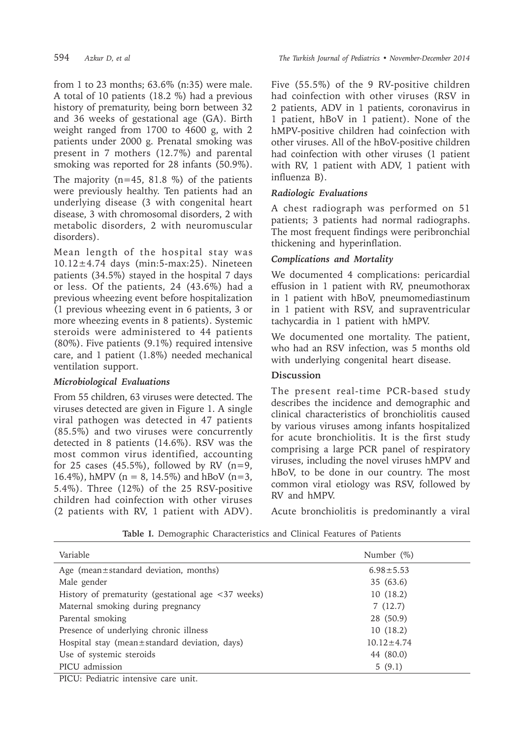from 1 to 23 months; 63.6% (n:35) were male. A total of 10 patients (18.2 %) had a previous history of prematurity, being born between 32 and 36 weeks of gestational age (GA). Birth weight ranged from 1700 to 4600 g, with 2 patients under 2000 g. Prenatal smoking was present in 7 mothers (12.7%) and parental smoking was reported for 28 infants (50.9%).

The majority (n=45, 81.8 %) of the patients were previously healthy. Ten patients had an underlying disease (3 with congenital heart disease, 3 with chromosomal disorders, 2 with metabolic disorders, 2 with neuromuscular disorders).

Mean length of the hospital stay was 10.12±4.74 days (min:5-max:25). Nineteen patients (34.5%) stayed in the hospital 7 days or less. Of the patients, 24 (43.6%) had a previous wheezing event before hospitalization (1 previous wheezing event in 6 patients, 3 or more wheezing events in 8 patients). Systemic steroids were administered to 44 patients (80%). Five patients (9.1%) required intensive care, and 1 patient (1.8%) needed mechanical ventilation support.

### *Microbiological Evaluations*

From 55 children, 63 viruses were detected. The viruses detected are given in Figure 1. A single viral pathogen was detected in 47 patients (85.5%) and two viruses were concurrently detected in 8 patients (14.6%). RSV was the most common virus identified, accounting for 25 cases (45.5%), followed by RV (n=9, 16.4%), hMPV (n = 8, 14.5%) and hBoV (n=3, 5.4%). Three (12%) of the 25 RSV-positive children had coinfection with other viruses (2 patients with RV, 1 patient with ADV). Five (55.5%) of the 9 RV-positive children had coinfection with other viruses (RSV in 2 patients, ADV in 1 patients, coronavirus in 1 patient, hBoV in 1 patient). None of the hMPV-positive children had coinfection with other viruses. All of the hBoV-positive children had coinfection with other viruses (1 patient with RV, 1 patient with ADV, 1 patient with influenza B).

### *Radiologic Evaluations*

A chest radiograph was performed on 51 patients; 3 patients had normal radiographs. The most frequent findings were peribronchial thickening and hyperinflation.

### *Complications and Mortality*

We documented 4 complications: pericardial effusion in 1 patient with RV, pneumothorax in 1 patient with hBoV, pneumomediastinum in 1 patient with RSV, and supraventricular tachycardia in 1 patient with hMPV.

We documented one mortality. The patient, who had an RSV infection, was 5 months old with underlying congenital heart disease.

## Discussion

The present real-time PCR-based study describes the incidence and demographic and clinical characteristics of bronchiolitis caused by various viruses among infants hospitalized for acute bronchiolitis. It is the first study comprising a large PCR panel of respiratory viruses, including the novel viruses hMPV and hBoV, to be done in our country. The most common viral etiology was RSV, followed by RV and hMPV.

Acute bronchiolitis is predominantly a viral

**Table I.** Demographic Characteristics and Clinical Features of Patients

| Variable | Number (%) |
|---|---|
| Age (mean±standard deviation, months) | 6.98±5.53 |
| Male gender | 35 (63.6) |
| History of prematurity (gestational age <37 weeks) | 10 (18.2) |
| Maternal smoking during pregnancy | 7 (12.7) |
| Parental smoking | 28 (50.9) |
| Presence of underlying chronic illness | 10 (18.2) |
| Hospital stay (mean±standard deviation, days) | 10.12±4.74 |
| Use of systemic steroids | 44 (80.0) |
| PICU admission | 5 (9.1) |

PICU: Pediatric intensive care unit.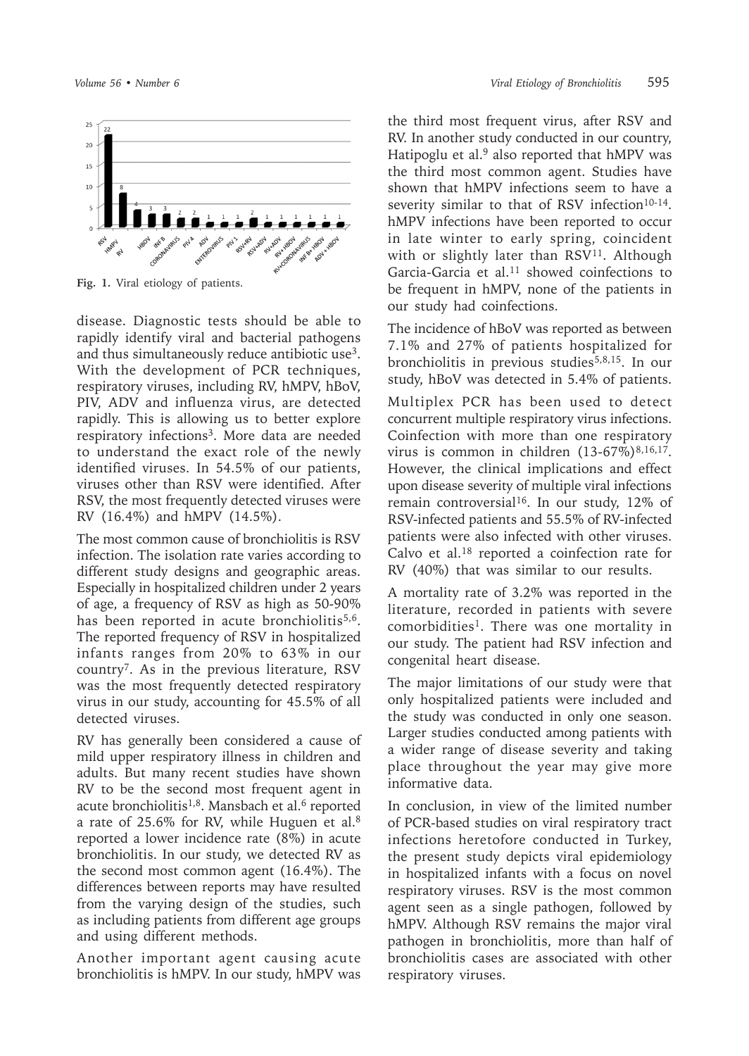25
20
15
10
5
0

22
8
4
3 3
2 2
1 1 1
2
1 1 1 1 1 1

RSV
HMPV
RV
HBOV
INF B
CORONAVIRUS
PIV 4
ADV
ENTEROVIRUS
PIV 1
RSV+RV
RSV+ADV
RV+ADV
RV+HBOV
RV+CORONAVIRUS
INF B+ HBOV
ADV + HBOV

**Fig. 1.** Viral etiology of patients.

disease. Diagnostic tests should be able to rapidly identify viral and bacterial pathogens and thus simultaneously reduce antibiotic use[3]. With the development of PCR techniques, respiratory viruses, including RV, hMPV, hBoV, PIV, ADV and influenza virus, are detected rapidly. This is allowing us to better explore respiratory infections[3]. More data are needed to understand the exact role of the newly identified viruses. In 54.5% of our patients, viruses other than RSV were identified. After RSV, the most frequently detected viruses were RV (16.4%) and hMPV (14.5%).

The most common cause of bronchiolitis is RSV infection. The isolation rate varies according to different study designs and geographic areas. Especially in hospitalized children under 2 years of age, a frequency of RSV as high as 50-90% has been reported in acute bronchiolitis[5,6]. The reported frequency of RSV in hospitalized infants ranges from 20% to 63% in our country[7]. As in the previous literature, RSV was the most frequently detected respiratory virus in our study, accounting for 45.5% of all detected viruses.

RV has generally been considered a cause of mild upper respiratory illness in children and adults. But many recent studies have shown RV to be the second most frequent agent in acute bronchiolitis[1,8]. Mansbach et al.[6] reported a rate of 25.6% for RV, while Huguen et al.[8] reported a lower incidence rate (8%) in acute bronchiolitis. In our study, we detected RV as the second most common agent (16.4%). The differences between reports may have resulted from the varying design of the studies, such as including patients from different age groups and using different methods.

Another important agent causing acute bronchiolitis is hMPV. In our study, hMPV was the third most frequent virus, after RSV and RV. In another study conducted in our country, Hatipoglu et al.[9] also reported that hMPV was the third most common agent. Studies have shown that hMPV infections seem to have a severity similar to that of RSV infection[10-14]. hMPV infections have been reported to occur in late winter to early spring, coincident with or slightly later than RSV[11]. Although Garcia-Garcia et al.[11] showed coinfections to be frequent in hMPV, none of the patients in our study had coinfections.

The incidence of hBoV was reported as between 7.1% and 27% of patients hospitalized for bronchiolitis in previous studies[5,8,15]. In our study, hBoV was detected in 5.4% of patients.

Multiplex PCR has been used to detect concurrent multiple respiratory virus infections. Coinfection with more than one respiratory virus is common in children (13-67%)[8,16,17]. However, the clinical implications and effect upon disease severity of multiple viral infections remain controversial[16]. In our study, 12% of RSV-infected patients and 55.5% of RV-infected patients were also infected with other viruses. Calvo et al.[18] reported a coinfection rate for RV (40%) that was similar to our results.

A mortality rate of 3.2% was reported in the literature, recorded in patients with severe comorbidities[1]. There was one mortality in our study. The patient had RSV infection and congenital heart disease.

The major limitations of our study were that only hospitalized patients were included and the study was conducted in only one season. Larger studies conducted among patients with a wider range of disease severity and taking place throughout the year may give more informative data.

In conclusion, in view of the limited number of PCR-based studies on viral respiratory tract infections heretofore conducted in Turkey, the present study depicts viral epidemiology in hospitalized infants with a focus on novel respiratory viruses. RSV is the most common agent seen as a single pathogen, followed by hMPV. Although RSV remains the major viral pathogen in bronchiolitis, more than half of bronchiolitis cases are associated with other respiratory viruses.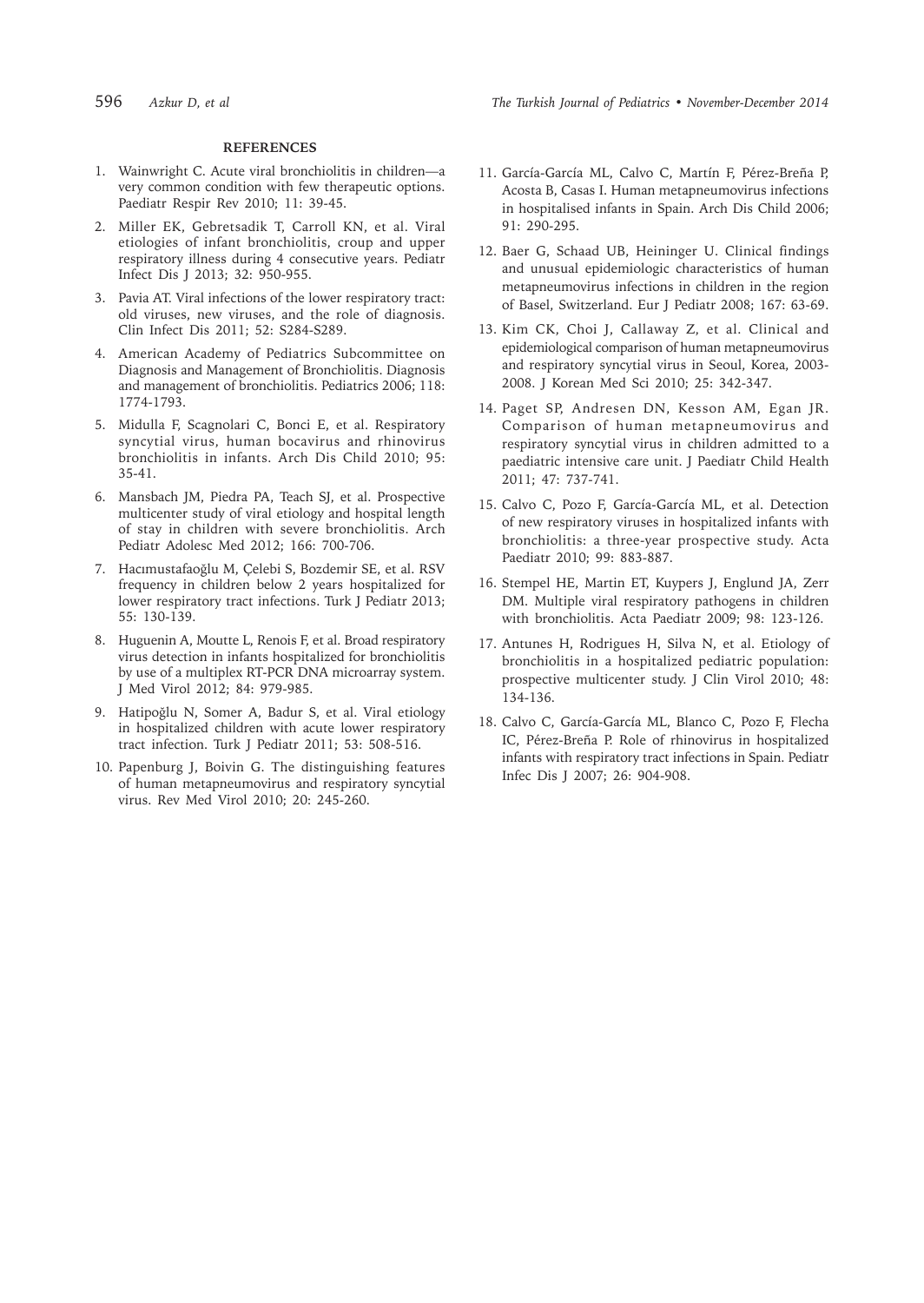## REFERENCES

1. Wainwright C. Acute viral bronchiolitis in children—a very common condition with few therapeutic options. Paediatr Respir Rev 2010; 11: 39-45.
2. Miller EK, Gebretsadik T, Carroll KN, et al. Viral etiologies of infant bronchiolitis, croup and upper respiratory illness during 4 consecutive years. Pediatr Infect Dis J 2013; 32: 950-955.
3. Pavia AT. Viral infections of the lower respiratory tract: old viruses, new viruses, and the role of diagnosis. Clin Infect Dis 2011; 52: S284-S289.
4. American Academy of Pediatrics Subcommittee on Diagnosis and Management of Bronchiolitis. Diagnosis and management of bronchiolitis. Pediatrics 2006; 118: 1774-1793.
5. Midulla F, Scagnolari C, Bonci E, et al. Respiratory syncytial virus, human bocavirus and rhinovirus bronchiolitis in infants. Arch Dis Child 2010; 95: 35-41.
6. Mansbach JM, Piedra PA, Teach SJ, et al. Prospective multicenter study of viral etiology and hospital length of stay in children with severe bronchiolitis. Arch Pediatr Adolesc Med 2012; 166: 700-706.
7. Hacımustafaoğlu M, Çelebi S, Bozdemir SE, et al. RSV frequency in children below 2 years hospitalized for lower respiratory tract infections. Turk J Pediatr 2013; 55: 130-139.
8. Huguenin A, Moutte L, Renois F, et al. Broad respiratory virus detection in infants hospitalized for bronchiolitis by use of a multiplex RT-PCR DNA microarray system. J Med Virol 2012; 84: 979-985.
9. Hatipoğlu N, Somer A, Badur S, et al. Viral etiology in hospitalized children with acute lower respiratory tract infection. Turk J Pediatr 2011; 53: 508-516.
10. Papenburg J, Boivin G. The distinguishing features of human metapneumovirus and respiratory syncytial virus. Rev Med Virol 2010; 20: 245-260.
11. García-García ML, Calvo C, Martín F, Pérez-Breña P, Acosta B, Casas I. Human metapneumovirus infections in hospitalised infants in Spain. Arch Dis Child 2006; 91: 290-295.
12. Baer G, Schaad UB, Heininger U. Clinical findings and unusual epidemiologic characteristics of human metapneumovirus infections in children in the region of Basel, Switzerland. Eur J Pediatr 2008; 167: 63-69.
13. Kim CK, Choi J, Callaway Z, et al. Clinical and epidemiological comparison of human metapneumovirus and respiratory syncytial virus in Seoul, Korea, 2003-2008. J Korean Med Sci 2010; 25: 342-347.
14. Paget SP, Andresen DN, Kesson AM, Egan JR. Comparison of human metapneumovirus and respiratory syncytial virus in children admitted to a paediatric intensive care unit. J Paediatr Child Health 2011; 47: 737-741.
15. Calvo C, Pozo F, García-García ML, et al. Detection of new respiratory viruses in hospitalized infants with bronchiolitis: a three-year prospective study. Acta Paediatr 2010; 99: 883-887.
16. Stempel HE, Martin ET, Kuypers J, Englund JA, Zerr DM. Multiple viral respiratory pathogens in children with bronchiolitis. Acta Paediatr 2009; 98: 123-126.
17. Antunes H, Rodrigues H, Silva N, et al. Etiology of bronchiolitis in a hospitalized pediatric population: prospective multicenter study. J Clin Virol 2010; 48: 134-136.
18. Calvo C, García-García ML, Blanco C, Pozo F, Flecha IC, Pérez-Breña P. Role of rhinovirus in hospitalized infants with respiratory tract infections in Spain. Pediatr Infec Dis J 2007; 26: 904-908.